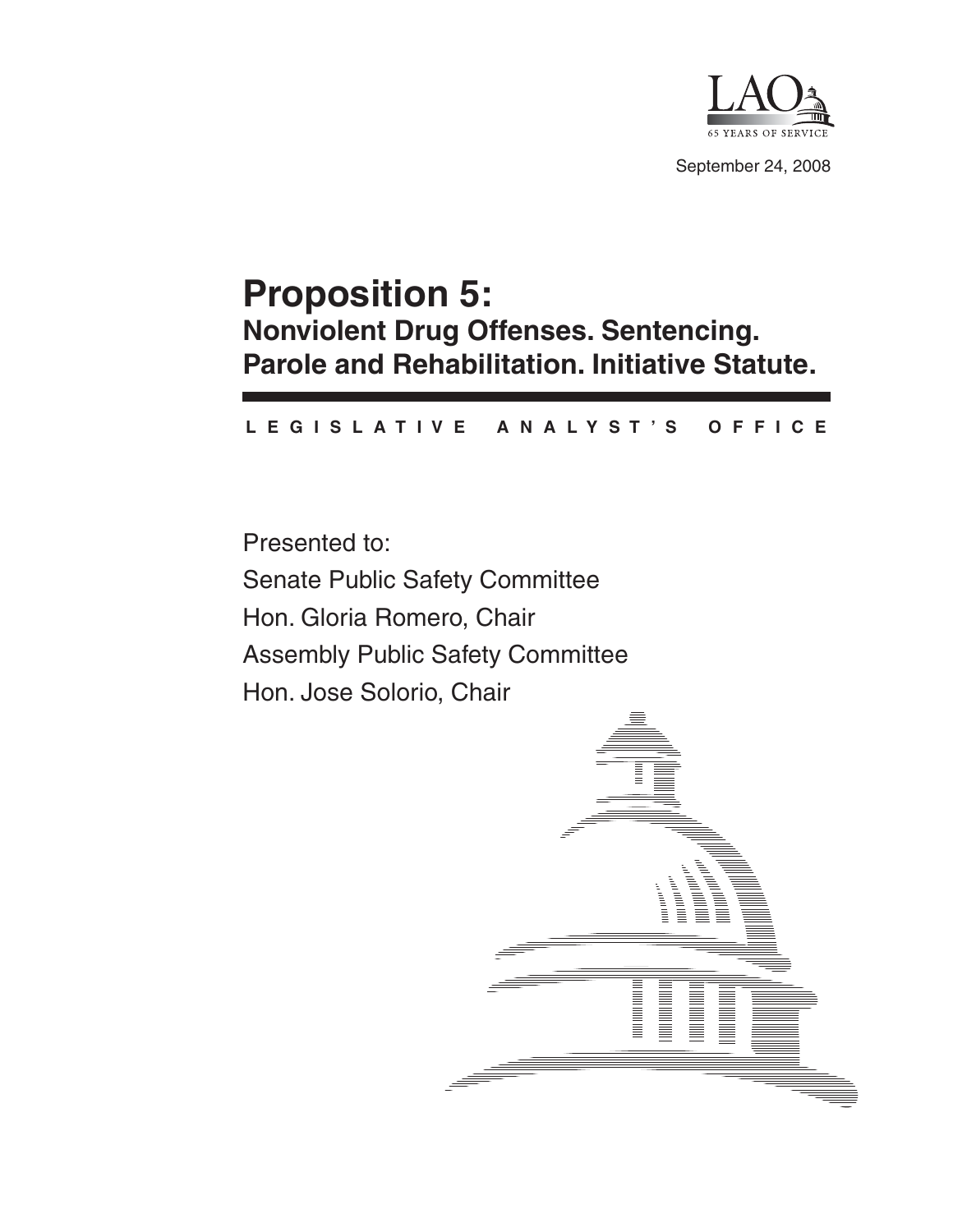LAO
65 YEARS OF SERVICE

September 24, 2008

# Proposition 5:

## Nonviolent Drug Offenses. Sentencing. Parole and Rehabilitation. Initiative Statute.

**LEGISLATIVE ANALYST'S OFFICE**

Presented to:

Senate Public Safety Committee

Hon. Gloria Romero, Chair

Assembly Public Safety Committee

Hon. Jose Solorio, Chair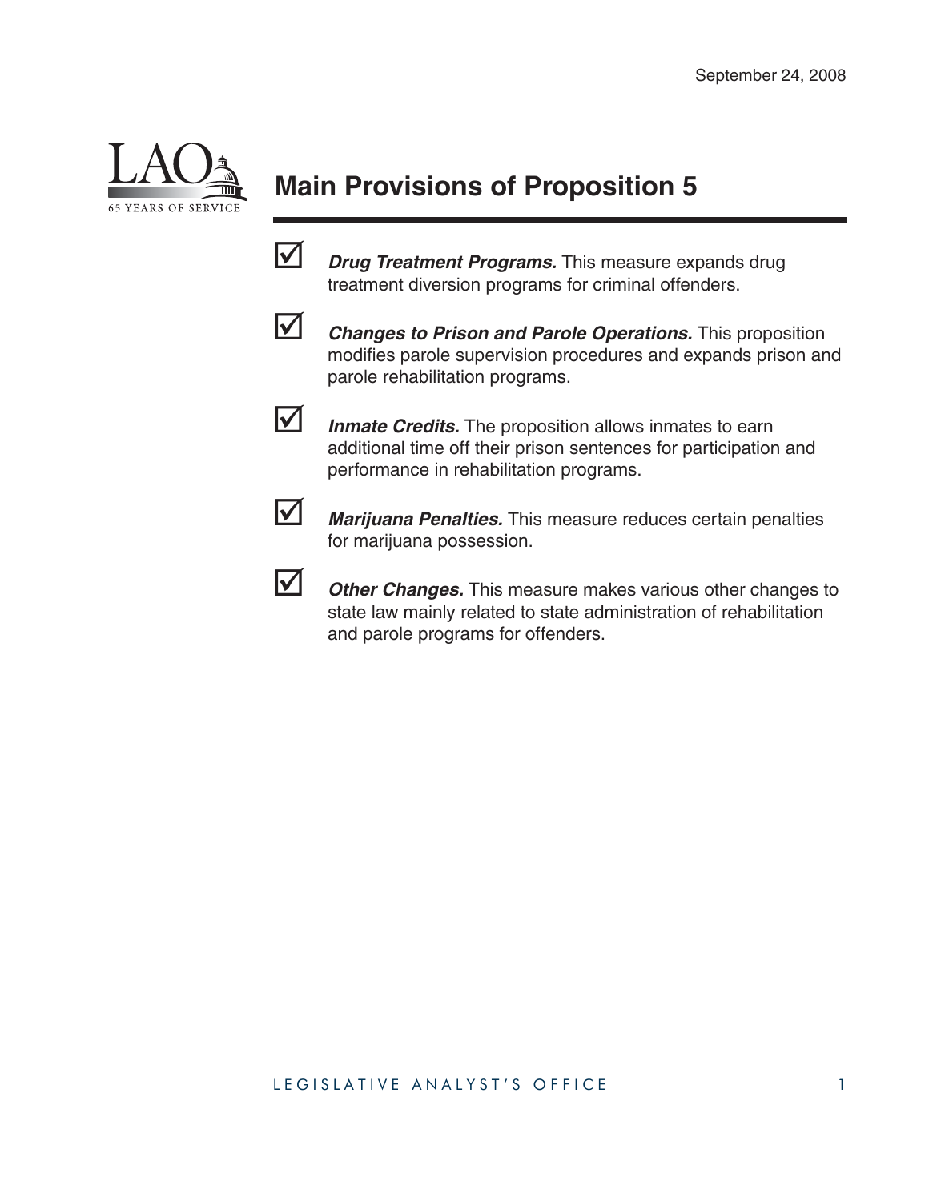September 24, 2008

## Main Provisions of Proposition 5

- ☑ ***Drug Treatment Programs.*** This measure expands drug treatment diversion programs for criminal offenders.

- ☑ ***Changes to Prison and Parole Operations.*** This proposition modifies parole supervision procedures and expands prison and parole rehabilitation programs.

- ☑ ***Inmate Credits.*** The proposition allows inmates to earn additional time off their prison sentences for participation and performance in rehabilitation programs.

- ☑ ***Marijuana Penalties.*** This measure reduces certain penalties for marijuana possession.

- ☑ ***Other Changes.*** This measure makes various other changes to state law mainly related to state administration of rehabilitation and parole programs for offenders.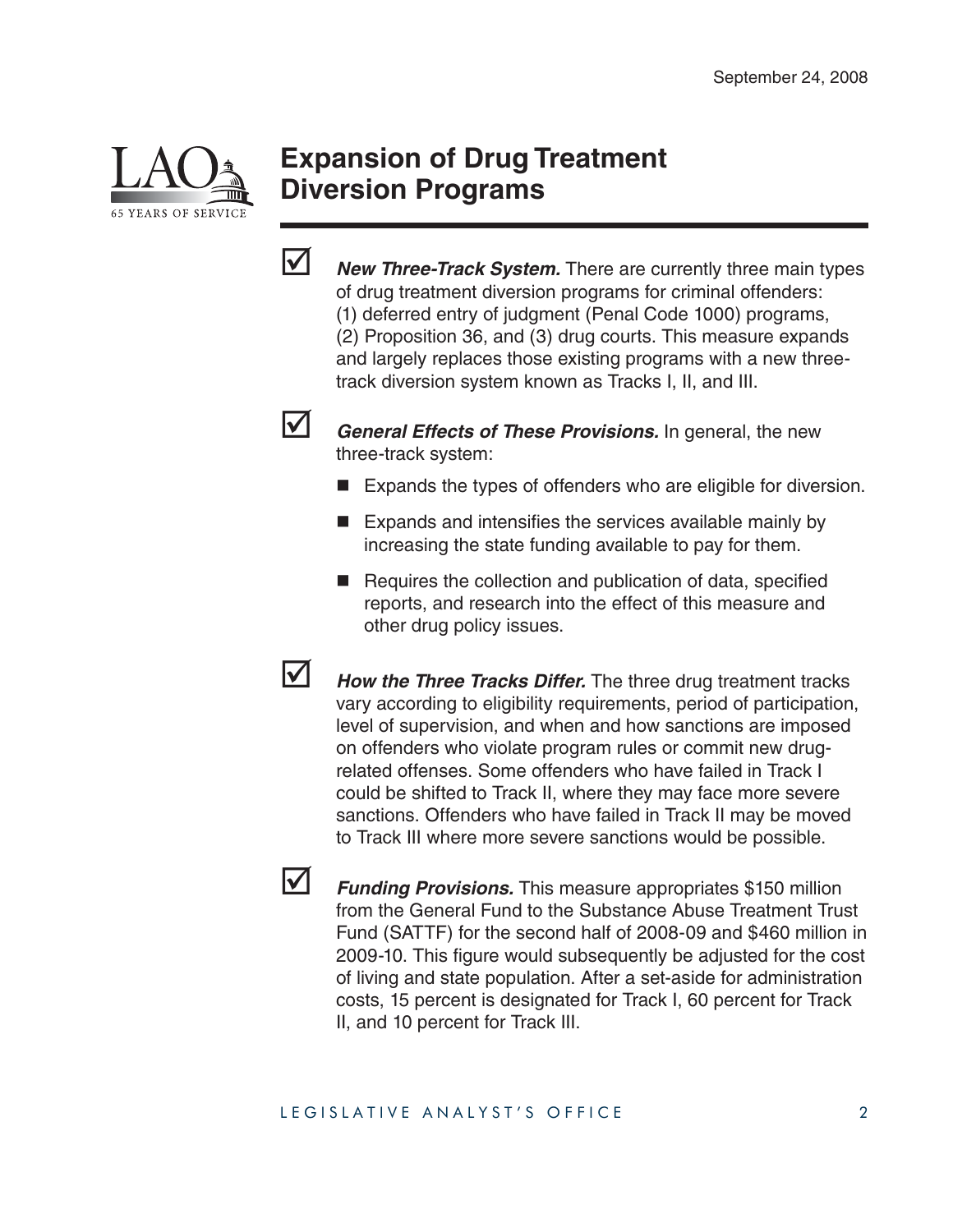September 24, 2008

# Expansion of Drug Treatment Diversion Programs

☑ ***New Three-Track System.*** There are currently three main types of drug treatment diversion programs for criminal offenders: (1) deferred entry of judgment (Penal Code 1000) programs, (2) Proposition 36, and (3) drug courts. This measure expands and largely replaces those existing programs with a new three-track diversion system known as Tracks I, II, and III.

☑ ***General Effects of These Provisions.*** In general, the new three-track system:

- Expands the types of offenders who are eligible for diversion.
- Expands and intensifies the services available mainly by increasing the state funding available to pay for them.
- Requires the collection and publication of data, specified reports, and research into the effect of this measure and other drug policy issues.

☑ ***How the Three Tracks Differ.*** The three drug treatment tracks vary according to eligibility requirements, period of participation, level of supervision, and when and how sanctions are imposed on offenders who violate program rules or commit new drug-related offenses. Some offenders who have failed in Track I could be shifted to Track II, where they may face more severe sanctions. Offenders who have failed in Track II may be moved to Track III where more severe sanctions would be possible.

☑ ***Funding Provisions.*** This measure appropriates $150 million from the General Fund to the Substance Abuse Treatment Trust Fund (SATTF) for the second half of 2008-09 and $460 million in 2009-10. This figure would subsequently be adjusted for the cost of living and state population. After a set-aside for administration costs, 15 percent is designated for Track I, 60 percent for Track II, and 10 percent for Track III.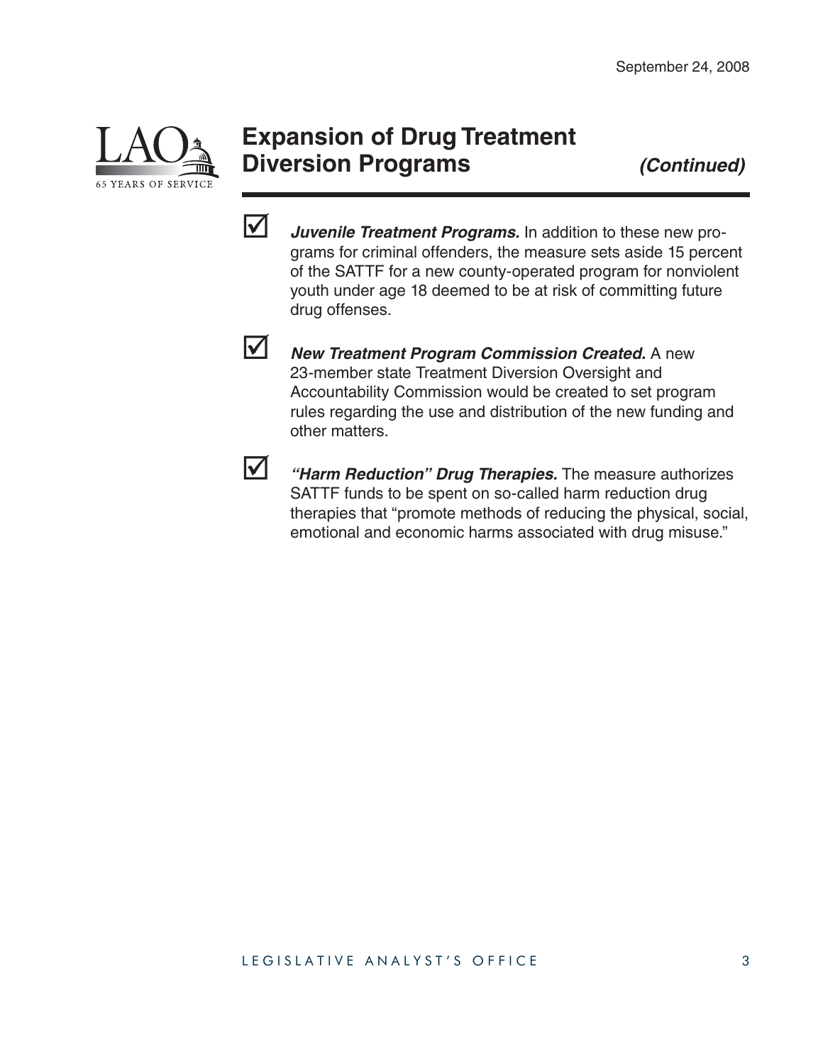# Expansion of Drug Treatment Diversion Programs *(Continued)*

- ☑ ***Juvenile Treatment Programs.*** In addition to these new programs for criminal offenders, the measure sets aside 15 percent of the SATTF for a new county-operated program for nonviolent youth under age 18 deemed to be at risk of committing future drug offenses.

- ☑ ***New Treatment Program Commission Created.*** A new 23-member state Treatment Diversion Oversight and Accountability Commission would be created to set program rules regarding the use and distribution of the new funding and other matters.

- ☑ ***"Harm Reduction" Drug Therapies.*** The measure authorizes SATTF funds to be spent on so-called harm reduction drug therapies that "promote methods of reducing the physical, social, emotional and economic harms associated with drug misuse."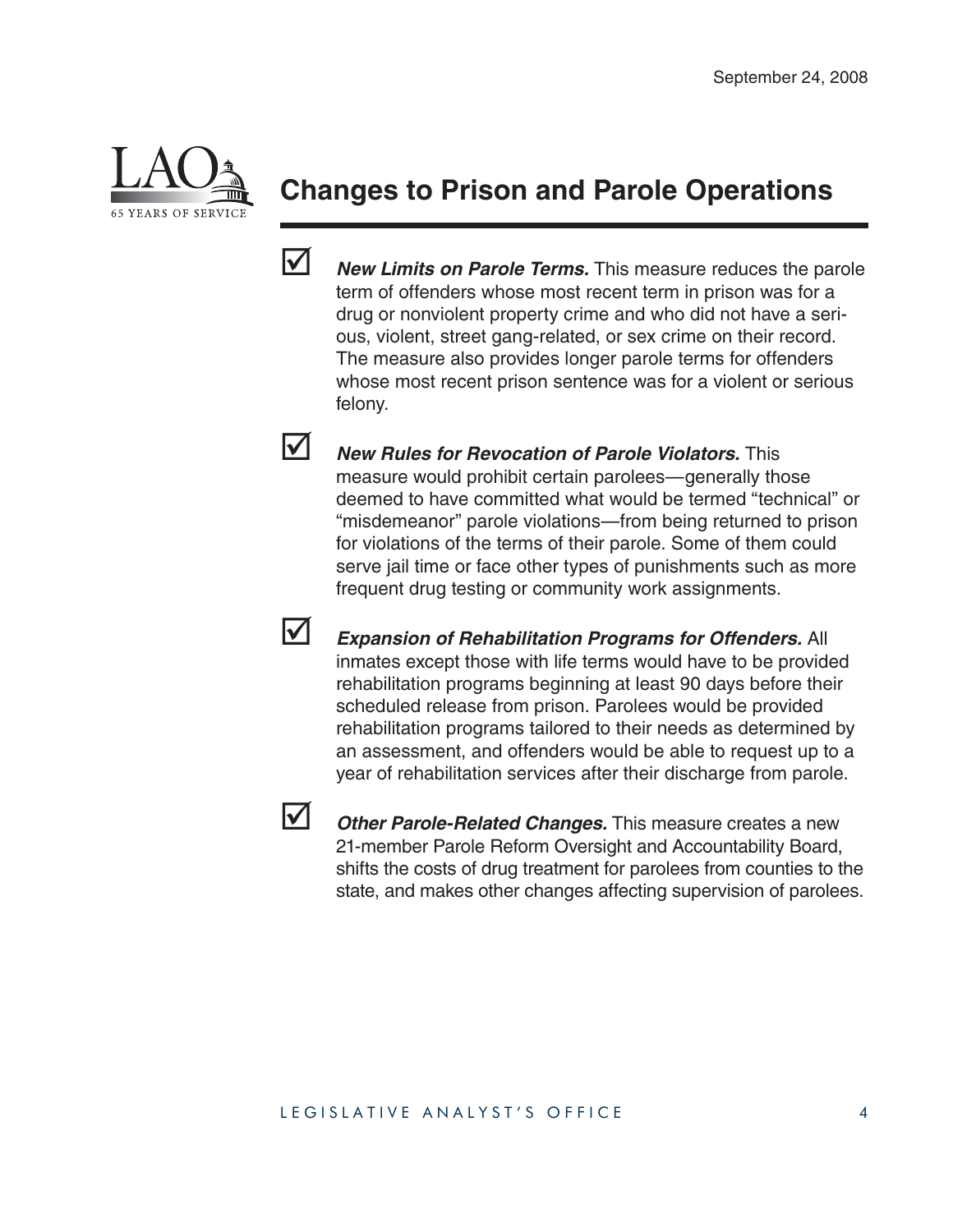September 24, 2008

## Changes to Prison and Parole Operations

- ☑ ***New Limits on Parole Terms.*** This measure reduces the parole term of offenders whose most recent term in prison was for a drug or nonviolent property crime and who did not have a serious, violent, street gang-related, or sex crime on their record. The measure also provides longer parole terms for offenders whose most recent prison sentence was for a violent or serious felony.

- ☑ ***New Rules for Revocation of Parole Violators.*** This measure would prohibit certain parolees—generally those deemed to have committed what would be termed "technical" or "misdemeanor" parole violations—from being returned to prison for violations of the terms of their parole. Some of them could serve jail time or face other types of punishments such as more frequent drug testing or community work assignments.

- ☑ ***Expansion of Rehabilitation Programs for Offenders.*** All inmates except those with life terms would have to be provided rehabilitation programs beginning at least 90 days before their scheduled release from prison. Parolees would be provided rehabilitation programs tailored to their needs as determined by an assessment, and offenders would be able to request up to a year of rehabilitation services after their discharge from parole.

- ☑ ***Other Parole-Related Changes.*** This measure creates a new 21-member Parole Reform Oversight and Accountability Board, shifts the costs of drug treatment for parolees from counties to the state, and makes other changes affecting supervision of parolees.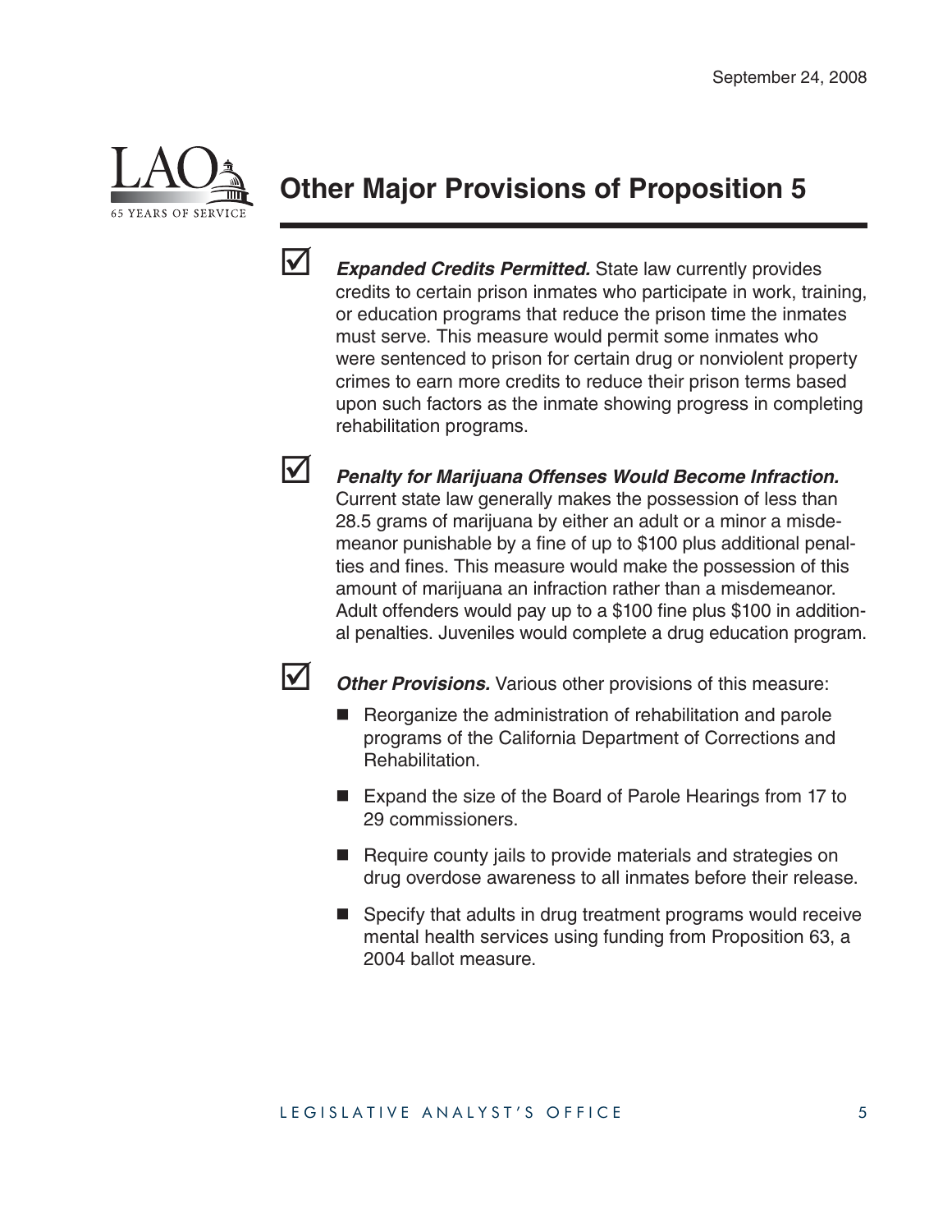September 24, 2008

# Other Major Provisions of Proposition 5

☑ ***Expanded Credits Permitted.*** State law currently provides credits to certain prison inmates who participate in work, training, or education programs that reduce the prison time the inmates must serve. This measure would permit some inmates who were sentenced to prison for certain drug or nonviolent property crimes to earn more credits to reduce their prison terms based upon such factors as the inmate showing progress in completing rehabilitation programs.

☑ ***Penalty for Marijuana Offenses Would Become Infraction.*** Current state law generally makes the possession of less than 28.5 grams of marijuana by either an adult or a minor a misdemeanor punishable by a fine of up to $100 plus additional penalties and fines. This measure would make the possession of this amount of marijuana an infraction rather than a misdemeanor. Adult offenders would pay up to a $100 fine plus $100 in additional penalties. Juveniles would complete a drug education program.

☑ ***Other Provisions.*** Various other provisions of this measure:

- Reorganize the administration of rehabilitation and parole programs of the California Department of Corrections and Rehabilitation.
- Expand the size of the Board of Parole Hearings from 17 to 29 commissioners.
- Require county jails to provide materials and strategies on drug overdose awareness to all inmates before their release.
- Specify that adults in drug treatment programs would receive mental health services using funding from Proposition 63, a 2004 ballot measure.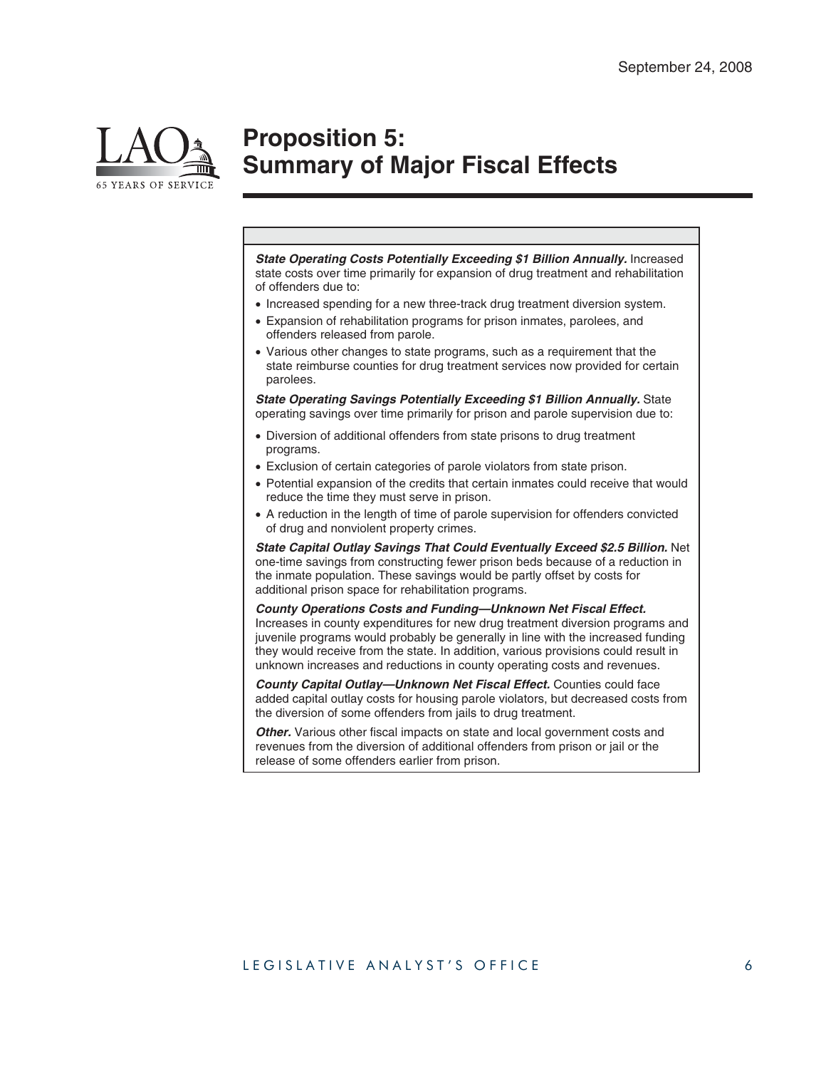September 24, 2008

# Proposition 5: Summary of Major Fiscal Effects

***State Operating Costs Potentially Exceeding $1 Billion Annually.*** Increased state costs over time primarily for expansion of drug treatment and rehabilitation of offenders due to:

- Increased spending for a new three-track drug treatment diversion system.
- Expansion of rehabilitation programs for prison inmates, parolees, and offenders released from parole.
- Various other changes to state programs, such as a requirement that the state reimburse counties for drug treatment services now provided for certain parolees.

***State Operating Savings Potentially Exceeding $1 Billion Annually.*** State operating savings over time primarily for prison and parole supervision due to:

- Diversion of additional offenders from state prisons to drug treatment programs.
- Exclusion of certain categories of parole violators from state prison.
- Potential expansion of the credits that certain inmates could receive that would reduce the time they must serve in prison.
- A reduction in the length of time of parole supervision for offenders convicted of drug and nonviolent property crimes.

***State Capital Outlay Savings That Could Eventually Exceed $2.5 Billion.*** Net one-time savings from constructing fewer prison beds because of a reduction in the inmate population. These savings would be partly offset by costs for additional prison space for rehabilitation programs.

***County Operations Costs and Funding—Unknown Net Fiscal Effect.*** Increases in county expenditures for new drug treatment diversion programs and juvenile programs would probably be generally in line with the increased funding they would receive from the state. In addition, various provisions could result in unknown increases and reductions in county operating costs and revenues.

***County Capital Outlay—Unknown Net Fiscal Effect.*** Counties could face added capital outlay costs for housing parole violators, but decreased costs from the diversion of some offenders from jails to drug treatment.

***Other.*** Various other fiscal impacts on state and local government costs and revenues from the diversion of additional offenders from prison or jail or the release of some offenders earlier from prison.